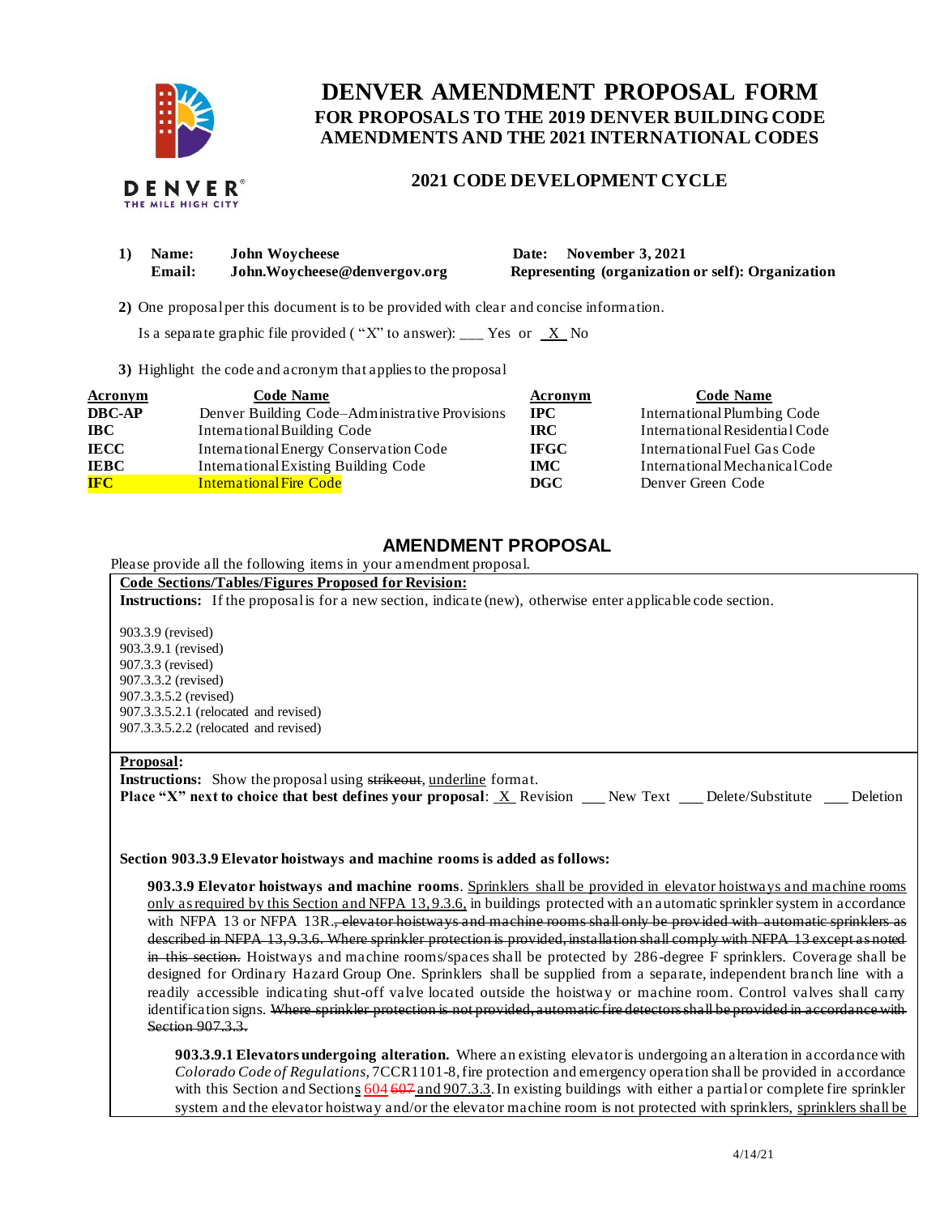# DENVER AMENDMENT PROPOSAL FORM

## FOR PROPOSALS TO THE 2019 DENVER BUILDING CODE AMENDMENTS AND THE 2021 INTERNATIONAL CODES

### 2021 CODE DEVELOPMENT CYCLE

**1) Name:** John Woycheese　　**Date:** November 3, 2021
**Email:** John.Woycheese@denvergov.org　　**Representing (organization or self):** Organization

**2)** One proposal per this document is to be provided with clear and concise information.

Is a separate graphic file provided ( "X" to answer): ___ Yes or _X_ No

**3)** Highlight the code and acronym that applies to the proposal

| Acronym | Code Name | Acronym | Code Name |
|---|---|---|---|
| **DBC-AP** | Denver Building Code–Administrative Provisions | **IPC** | International Plumbing Code |
| **IBC** | International Building Code | **IRC** | International Residential Code |
| **IECC** | International Energy Conservation Code | **IFGC** | International Fuel Gas Code |
| **IEBC** | International Existing Building Code | **IMC** | International Mechanical Code |
| **IFC** | International Fire Code | **DGC** | Denver Green Code |

## AMENDMENT PROPOSAL

Please provide all the following items in your amendment proposal.

**Code Sections/Tables/Figures Proposed for Revision:**

**Instructions:** If the proposal is for a new section, indicate (new), otherwise enter applicable code section.

903.3.9 (revised)
903.3.9.1 (revised)
907.3.3 (revised)
907.3.3.2 (revised)
907.3.3.5.2 (revised)
907.3.3.5.2.1 (relocated and revised)
907.3.3.5.2.2 (relocated and revised)

**Proposal:**

**Instructions:** Show the proposal using ~~strikeout~~, <u>underline</u> format.

**Place "X" next to choice that best defines your proposal**: _X_ Revision ___ New Text ___ Delete/Substitute ___ Deletion

**Section 903.3.9 Elevator hoistways and machine rooms is added as follows:**

**903.3.9 Elevator hoistways and machine rooms**. <u>Sprinklers shall be provided in elevator hoistways and machine rooms only as required by this Section and NFPA 13, 9.3.6,</u> in buildings protected with an automatic sprinkler system in accordance with NFPA 13 or NFPA 13R.~~, elevator hoistways and machine rooms shall only be provided with automatic sprinklers as described in NFPA 13, 9.3.6. Where sprinkler protection is provided, installation shall comply with NFPA 13 except as noted in this section.~~ Hoistways and machine rooms/spaces shall be protected by 286-degree F sprinklers. Coverage shall be designed for Ordinary Hazard Group One. Sprinklers shall be supplied from a separate, independent branch line with a readily accessible indicating shut-off valve located outside the hoistway or machine room. Control valves shall carry identification signs. ~~Where sprinkler protection is not provided, automatic fire detectors shall be provided in accordance with Section 907.3.3.~~

**903.3.9.1 Elevators undergoing alteration.** Where an existing elevator is undergoing an alteration in accordance with *Colorado Code of Regulations,* 7CCR1101-8, fire protection and emergency operation shall be provided in accordance with this Section and Sections <u>604</u> ~~607~~ <u>and 907.3.3</u>. In existing buildings with either a partial or complete fire sprinkler system and the elevator hoistway and/or the elevator machine room is not protected with sprinklers, <u>sprinklers shall be</u>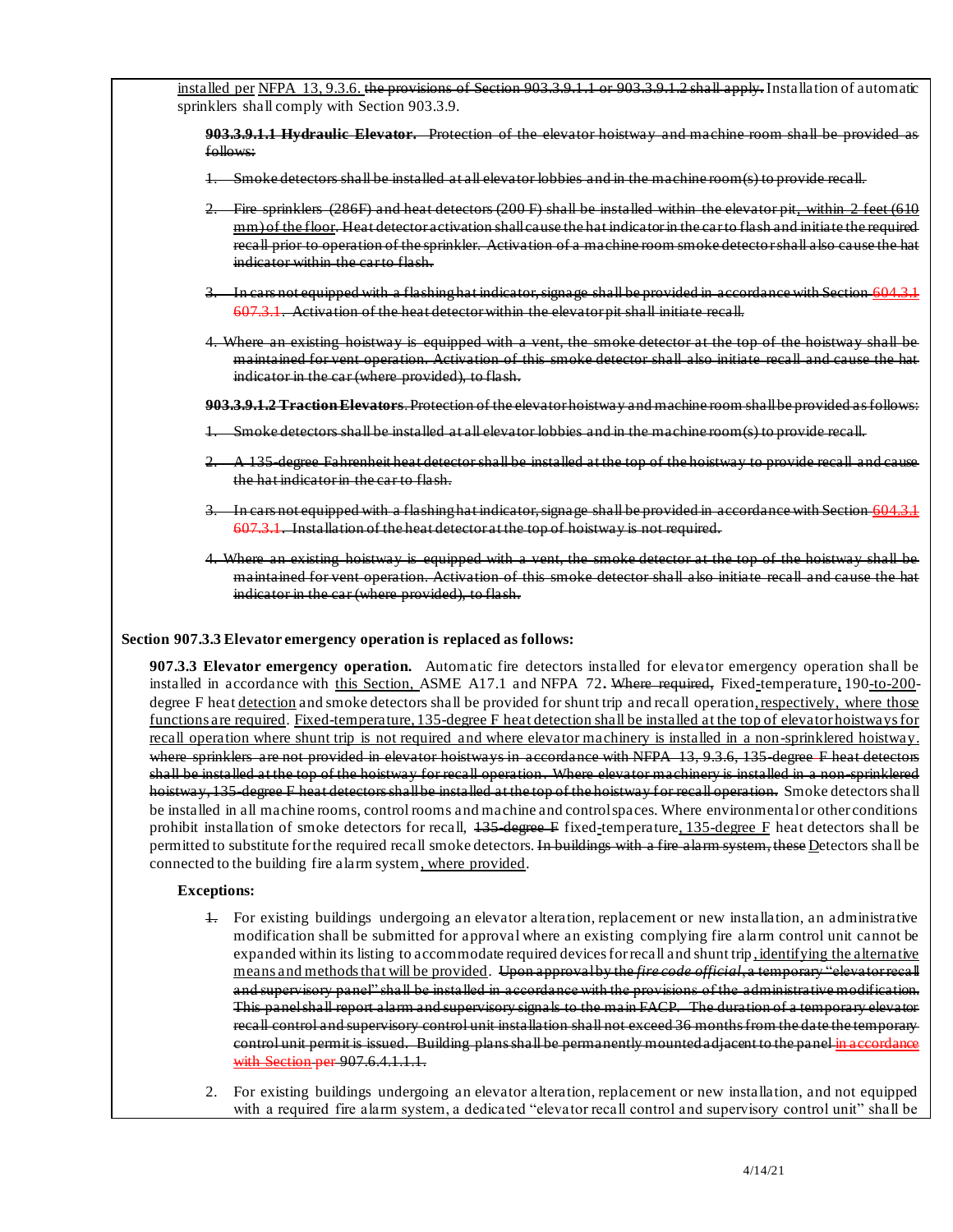installed per NFPA 13, 9.3.6. ~~the provisions of Section 903.3.9.1.1 or 903.3.9.1.2 shall apply.~~ Installation of automatic sprinklers shall comply with Section 903.3.9.

~~**903.3.9.1.1 Hydraulic Elevator.** Protection of the elevator hoistway and machine room shall be provided as follows:~~

~~1. Smoke detectors shall be installed at all elevator lobbies and in the machine room(s) to provide recall.~~

~~2. Fire sprinklers (286F) and heat detectors (200 F) shall be installed within the elevator pit, within 2 feet (610 mm) of the floor. Heat detector activation shall cause the hat indicator in the car to flash and initiate the required recall prior to operation of the sprinkler. Activation of a machine room smoke detector shall also cause the hat indicator within the car to flash.~~

~~3. In cars not equipped with a flashing hat indicator, signage shall be provided in accordance with Section 604.3.1 607.3.1. Activation of the heat detector within the elevator pit shall initiate recall.~~

~~4. Where an existing hoistway is equipped with a vent, the smoke detector at the top of the hoistway shall be maintained for vent operation. Activation of this smoke detector shall also initiate recall and cause the hat indicator in the car (where provided), to flash.~~

~~**903.3.9.1.2 Traction Elevators**. Protection of the elevator hoistway and machine room shall be provided as follows:~~

~~1. Smoke detectors shall be installed at all elevator lobbies and in the machine room(s) to provide recall.~~

~~2. A 135-degree Fahrenheit heat detector shall be installed at the top of the hoistway to provide recall and cause the hat indicator in the car to flash.~~

~~3. In cars not equipped with a flashing hat indicator, signage shall be provided in accordance with Section 604.3.1 607.3.1. Installation of the heat detector at the top of hoistway is not required.~~

~~4. Where an existing hoistway is equipped with a vent, the smoke detector at the top of the hoistway shall be maintained for vent operation. Activation of this smoke detector shall also initiate recall and cause the hat indicator in the car (where provided), to flash.~~

**Section 907.3.3 Elevator emergency operation is replaced as follows:**

**907.3.3 Elevator emergency operation.** Automatic fire detectors installed for elevator emergency operation shall be installed in accordance with this Section, ASME A17.1 and NFPA 72**.** ~~Where required,~~ Fixed-temperature, 190-to-200-degree F heat detection and smoke detectors shall be provided for shunt trip and recall operation, respectively, where those functions are required. Fixed-temperature, 135-degree F heat detection shall be installed at the top of elevator hoistways for recall operation where shunt trip is not required and where elevator machinery is installed in a non-sprinklered hoistway. ~~where sprinklers are not provided in elevator hoistways in accordance with NFPA 13, 9.3.6, 135-degree F heat detectors shall be installed at the top of the hoistway for recall operation. Where elevator machinery is installed in a non-sprinklered hoistway, 135-degree F heat detectors shall be installed at the top of the hoistway for recall operation.~~ Smoke detectors shall be installed in all machine rooms, control rooms and machine and control spaces. Where environmental or other conditions prohibit installation of smoke detectors for recall, ~~135-degree F~~ fixed-temperature, 135-degree F heat detectors shall be permitted to substitute for the required recall smoke detectors. ~~In buildings with a fire alarm system, these~~ Detectors shall be connected to the building fire alarm system, where provided.

**Exceptions:**

~~1.~~ For existing buildings undergoing an elevator alteration, replacement or new installation, an administrative modification shall be submitted for approval where an existing complying fire alarm control unit cannot be expanded within its listing to accommodate required devices for recall and shunt trip, identifying the alternative means and methods that will be provided. ~~Upon approval by the *fire code official*, a temporary "elevator recall and supervisory panel" shall be installed in accordance with the provisions of the administrative modification. This panel shall report alarm and supervisory signals to the main FACP. The duration of a temporary elevator recall control and supervisory control unit installation shall not exceed 36 months from the date the temporary control unit permit is issued. Building plans shall be permanently mounted adjacent to the panel in accordance with Section per 907.6.4.1.1.1.~~

2. For existing buildings undergoing an elevator alteration, replacement or new installation, and not equipped with a required fire alarm system, a dedicated "elevator recall control and supervisory control unit" shall be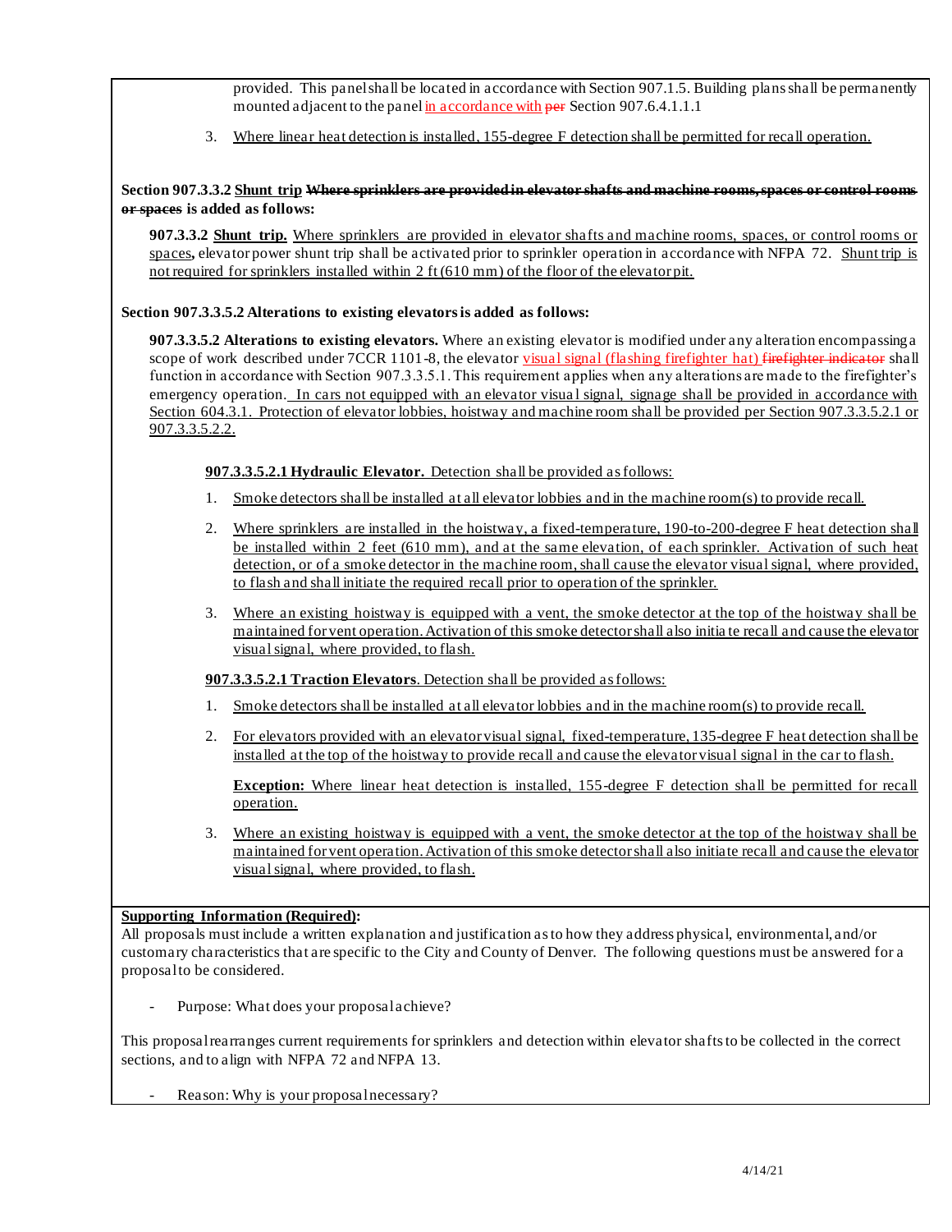provided. This panel shall be located in accordance with Section 907.1.5. Building plans shall be permanently mounted adjacent to the panel <u>in accordance with</u> ~~per~~ Section 907.6.4.1.1.1

3. <u>Where linear heat detection is installed, 155-degree F detection shall be permitted for recall operation.</u>

**Section 907.3.3.2 <u>Shunt trip</u> ~~Where sprinklers are provided in elevator shafts and machine rooms, spaces or control rooms or spaces~~ is added as follows:**

**907.3.3.2 <u>Shunt trip.</u>** <u>Where sprinklers are provided in elevator shafts and machine rooms, spaces, or control rooms or spaces</u>**,** elevator power shunt trip shall be activated prior to sprinkler operation in accordance with NFPA 72. <u>Shunt trip is not required for sprinklers installed within 2 ft (610 mm) of the floor of the elevator pit.</u>

**Section 907.3.3.5.2 Alterations to existing elevators is added as follows:**

**907.3.3.5.2 Alterations to existing elevators.** Where an existing elevator is modified under any alteration encompassing a scope of work described under 7CCR 1101-8, the elevator <u>visual signal (flashing firefighter hat)</u> ~~firefighter indicator~~ shall function in accordance with Section 907.3.3.5.1. This requirement applies when any alterations are made to the firefighter's emergency operation. <u>In cars not equipped with an elevator visual signal, signage shall be provided in accordance with Section 604.3.1. Protection of elevator lobbies, hoistway and machine room shall be provided per Section 907.3.3.5.2.1 or 907.3.3.5.2.2.</u>

<u>**907.3.3.5.2.1 Hydraulic Elevator.** Detection shall be provided as follows:</u>

1. <u>Smoke detectors shall be installed at all elevator lobbies and in the machine room(s) to provide recall.</u>
2. <u>Where sprinklers are installed in the hoistway, a fixed-temperature, 190-to-200-degree F heat detection shall be installed within 2 feet (610 mm), and at the same elevation, of each sprinkler. Activation of such heat detection, or of a smoke detector in the machine room, shall cause the elevator visual signal, where provided, to flash and shall initiate the required recall prior to operation of the sprinkler.</u>
3. <u>Where an existing hoistway is equipped with a vent, the smoke detector at the top of the hoistway shall be maintained for vent operation. Activation of this smoke detector shall also initiate recall and cause the elevator visual signal, where provided, to flash.</u>

<u>**907.3.3.5.2.1 Traction Elevators**. Detection shall be provided as follows:</u>

1. <u>Smoke detectors shall be installed at all elevator lobbies and in the machine room(s) to provide recall.</u>
2. <u>For elevators provided with an elevator visual signal, fixed-temperature, 135-degree F heat detection shall be installed at the top of the hoistway to provide recall and cause the elevator visual signal in the car to flash.</u>

   <u>**Exception:** Where linear heat detection is installed, 155-degree F detection shall be permitted for recall operation.</u>

3. <u>Where an existing hoistway is equipped with a vent, the smoke detector at the top of the hoistway shall be maintained for vent operation. Activation of this smoke detector shall also initiate recall and cause the elevator visual signal, where provided, to flash.</u>

**<u>Supporting Information (Required)</u>:**

All proposals must include a written explanation and justification as to how they address physical, environmental, and/or customary characteristics that are specific to the City and County of Denver. The following questions must be answered for a proposal to be considered.

- Purpose: What does your proposal achieve?

This proposal rearranges current requirements for sprinklers and detection within elevator shafts to be collected in the correct sections, and to align with NFPA 72 and NFPA 13.

- Reason: Why is your proposal necessary?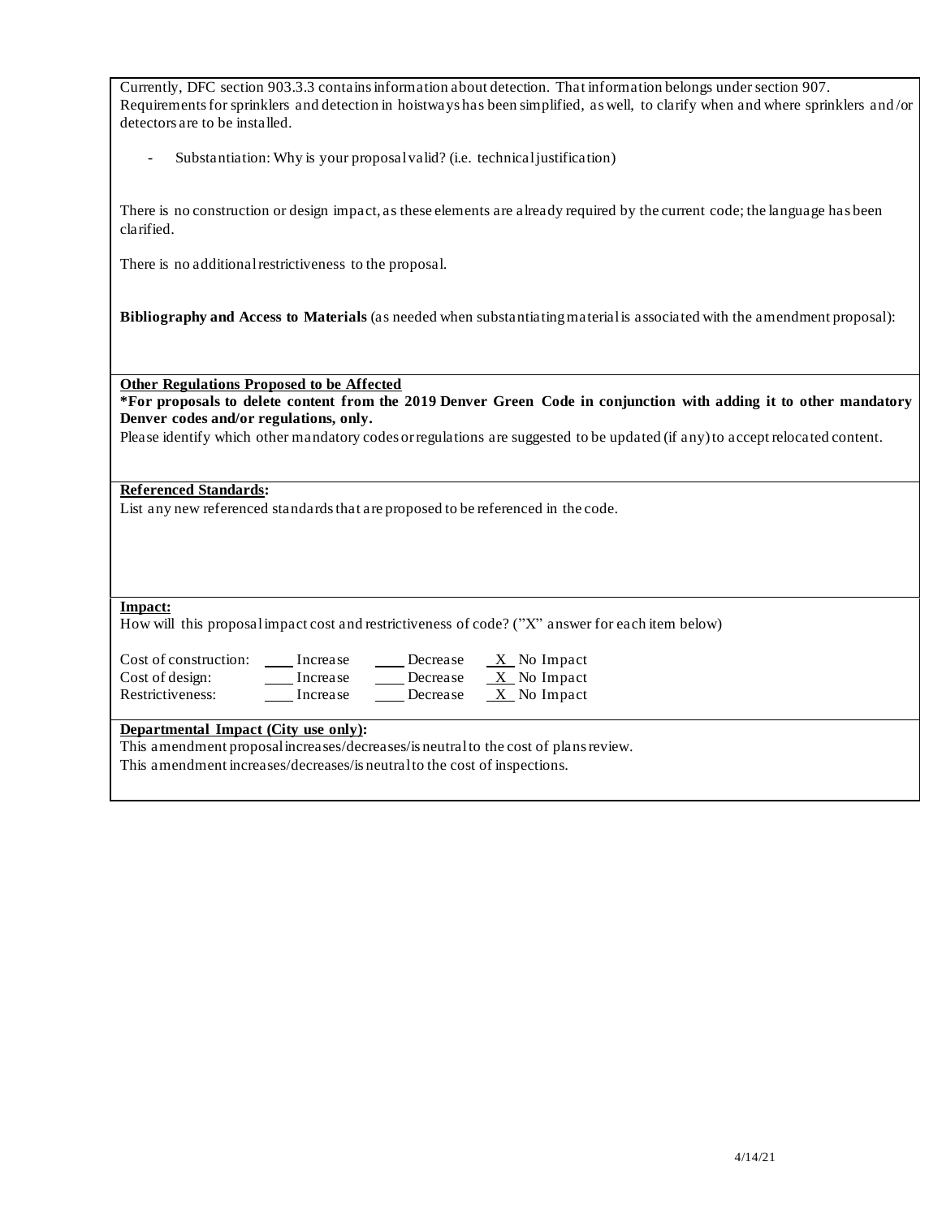Currently, DFC section 903.3.3 contains information about detection. That information belongs under section 907. Requirements for sprinklers and detection in hoistways has been simplified, as well, to clarify when and where sprinklers and/or detectors are to be installed.

- Substantiation: Why is your proposal valid? (i.e. technical justification)

There is no construction or design impact, as these elements are already required by the current code; the language has been clarified.

There is no additional restrictiveness to the proposal.

**Bibliography and Access to Materials** (as needed when substantiating material is associated with the amendment proposal):

**Other Regulations Proposed to be Affected**

***For proposals to delete content from the 2019 Denver Green Code in conjunction with adding it to other mandatory Denver codes and/or regulations, only.**

Please identify which other mandatory codes or regulations are suggested to be updated (if any) to accept relocated content.

**Referenced Standards:**

List any new referenced standards that are proposed to be referenced in the code.

**Impact:**

How will this proposal impact cost and restrictiveness of code? ("X" answer for each item below)

| | | | |
|---|---|---|---|
| Cost of construction: | ____ Increase | ____ Decrease | X No Impact |
| Cost of design: | ____ Increase | ____ Decrease | X No Impact |
| Restrictiveness: | ____ Increase | ____ Decrease | X No Impact |

**Departmental Impact (City use only):**

This amendment proposal increases/decreases/is neutral to the cost of plans review.

This amendment increases/decreases/is neutral to the cost of inspections.